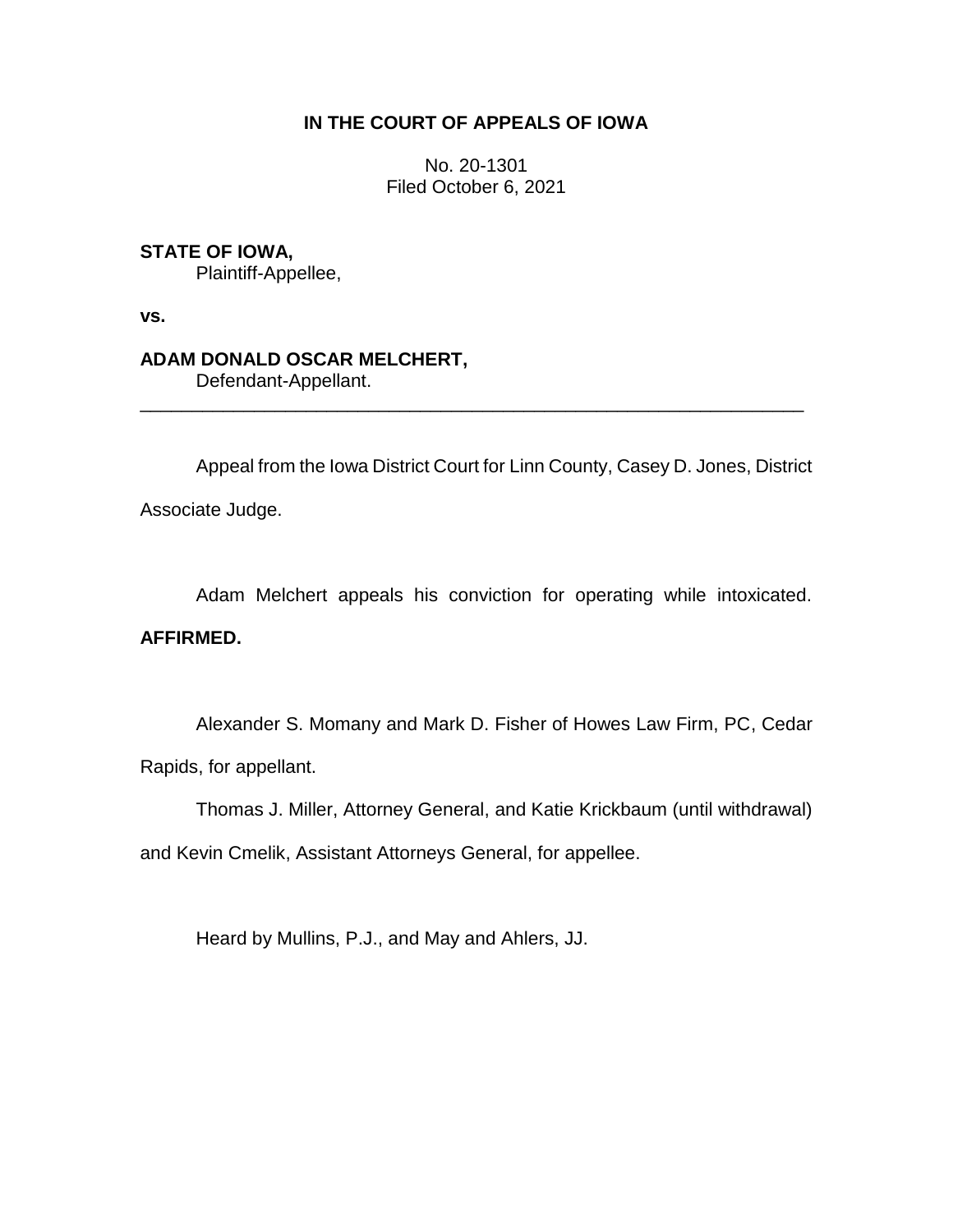**IN THE COURT OF APPEALS OF IOWA**

No. 20-1301
Filed October 6, 2021

**STATE OF IOWA,**
Plaintiff-Appellee,

**vs.**

**ADAM DONALD OSCAR MELCHERT,**
Defendant-Appellant.

---

Appeal from the Iowa District Court for Linn County, Casey D. Jones, District Associate Judge.

Adam Melchert appeals his conviction for operating while intoxicated. **AFFIRMED.**

Alexander S. Momany and Mark D. Fisher of Howes Law Firm, PC, Cedar Rapids, for appellant.

Thomas J. Miller, Attorney General, and Katie Krickbaum (until withdrawal) and Kevin Cmelik, Assistant Attorneys General, for appellee.

Heard by Mullins, P.J., and May and Ahlers, JJ.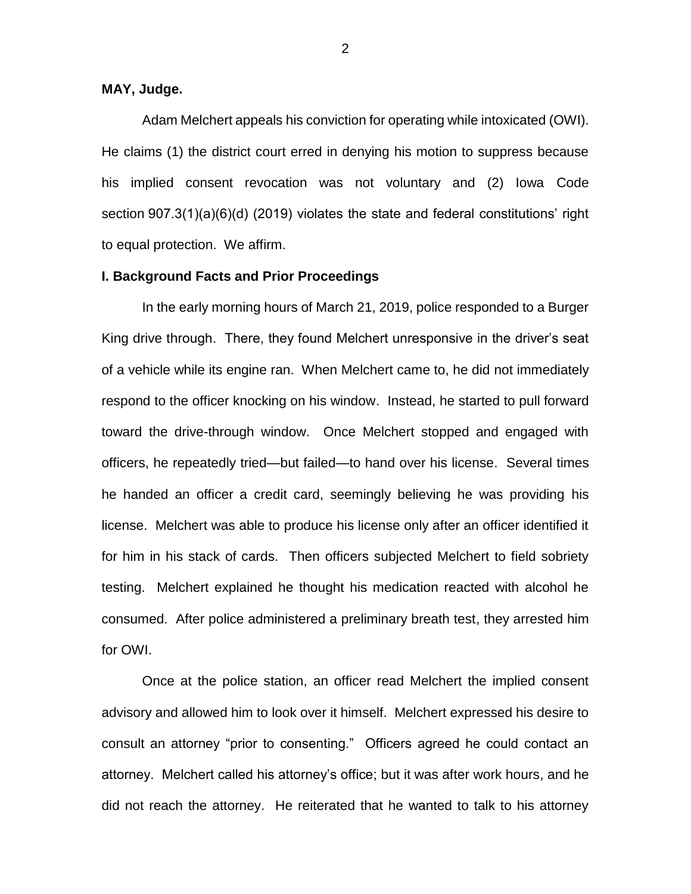**MAY, Judge.**

Adam Melchert appeals his conviction for operating while intoxicated (OWI). He claims (1) the district court erred in denying his motion to suppress because his implied consent revocation was not voluntary and (2) Iowa Code section 907.3(1)(a)(6)(d) (2019) violates the state and federal constitutions' right to equal protection. We affirm.

**I. Background Facts and Prior Proceedings**

In the early morning hours of March 21, 2019, police responded to a Burger King drive through. There, they found Melchert unresponsive in the driver's seat of a vehicle while its engine ran. When Melchert came to, he did not immediately respond to the officer knocking on his window. Instead, he started to pull forward toward the drive-through window. Once Melchert stopped and engaged with officers, he repeatedly tried—but failed—to hand over his license. Several times he handed an officer a credit card, seemingly believing he was providing his license. Melchert was able to produce his license only after an officer identified it for him in his stack of cards. Then officers subjected Melchert to field sobriety testing. Melchert explained he thought his medication reacted with alcohol he consumed. After police administered a preliminary breath test, they arrested him for OWI.

Once at the police station, an officer read Melchert the implied consent advisory and allowed him to look over it himself. Melchert expressed his desire to consult an attorney "prior to consenting." Officers agreed he could contact an attorney. Melchert called his attorney's office; but it was after work hours, and he did not reach the attorney. He reiterated that he wanted to talk to his attorney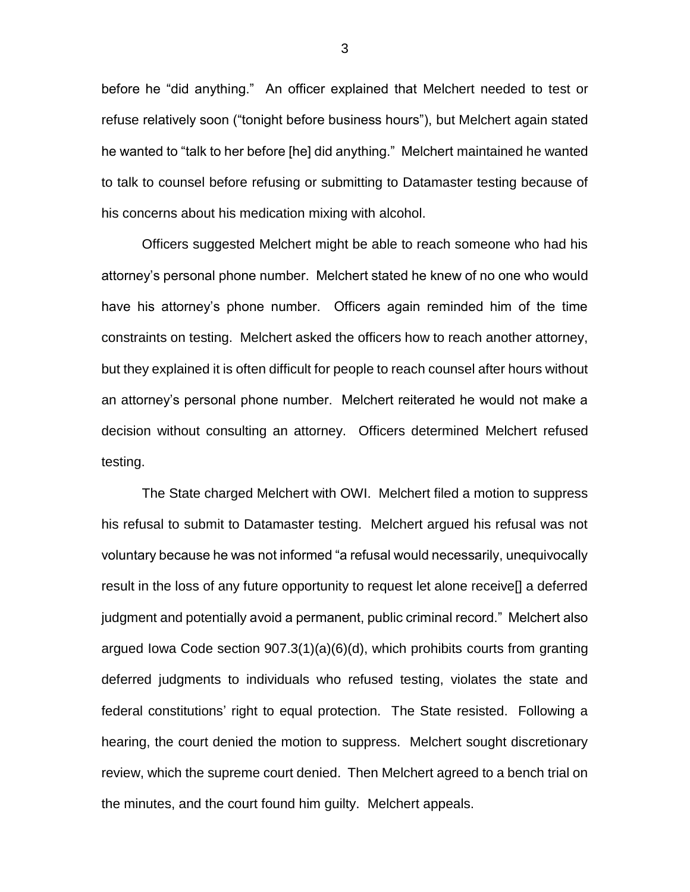before he "did anything." An officer explained that Melchert needed to test or refuse relatively soon ("tonight before business hours"), but Melchert again stated he wanted to "talk to her before [he] did anything." Melchert maintained he wanted to talk to counsel before refusing or submitting to Datamaster testing because of his concerns about his medication mixing with alcohol.

Officers suggested Melchert might be able to reach someone who had his attorney's personal phone number. Melchert stated he knew of no one who would have his attorney's phone number. Officers again reminded him of the time constraints on testing. Melchert asked the officers how to reach another attorney, but they explained it is often difficult for people to reach counsel after hours without an attorney's personal phone number. Melchert reiterated he would not make a decision without consulting an attorney. Officers determined Melchert refused testing.

The State charged Melchert with OWI. Melchert filed a motion to suppress his refusal to submit to Datamaster testing. Melchert argued his refusal was not voluntary because he was not informed "a refusal would necessarily, unequivocally result in the loss of any future opportunity to request let alone receive[] a deferred judgment and potentially avoid a permanent, public criminal record." Melchert also argued Iowa Code section 907.3(1)(a)(6)(d), which prohibits courts from granting deferred judgments to individuals who refused testing, violates the state and federal constitutions' right to equal protection. The State resisted. Following a hearing, the court denied the motion to suppress. Melchert sought discretionary review, which the supreme court denied. Then Melchert agreed to a bench trial on the minutes, and the court found him guilty. Melchert appeals.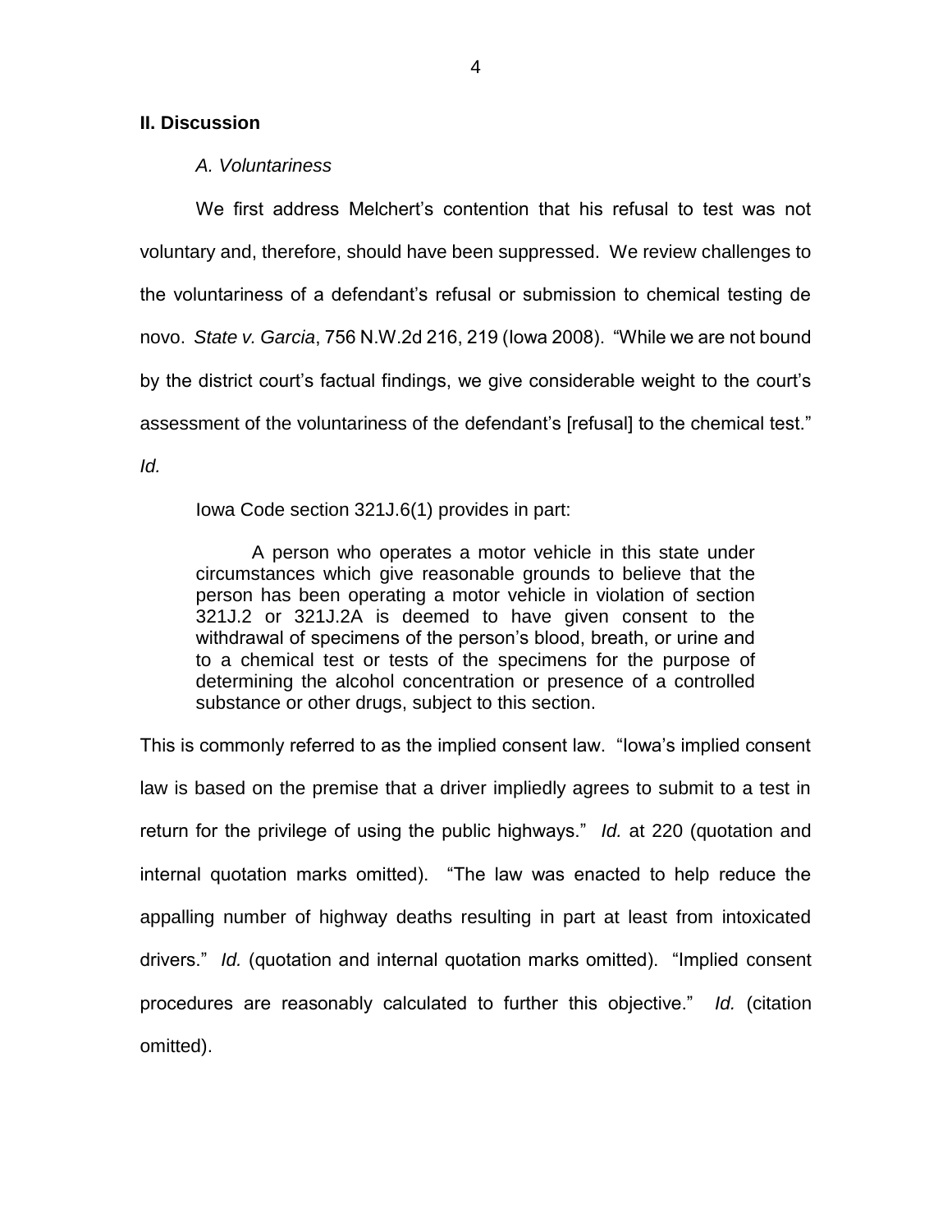## II. Discussion

### *A. Voluntariness*

We first address Melchert's contention that his refusal to test was not voluntary and, therefore, should have been suppressed. We review challenges to the voluntariness of a defendant's refusal or submission to chemical testing de novo. *State v. Garcia*, 756 N.W.2d 216, 219 (Iowa 2008). "While we are not bound by the district court's factual findings, we give considerable weight to the court's assessment of the voluntariness of the defendant's [refusal] to the chemical test." *Id.*

Iowa Code section 321J.6(1) provides in part:

> A person who operates a motor vehicle in this state under circumstances which give reasonable grounds to believe that the person has been operating a motor vehicle in violation of section 321J.2 or 321J.2A is deemed to have given consent to the withdrawal of specimens of the person's blood, breath, or urine and to a chemical test or tests of the specimens for the purpose of determining the alcohol concentration or presence of a controlled substance or other drugs, subject to this section.

This is commonly referred to as the implied consent law. "Iowa's implied consent law is based on the premise that a driver impliedly agrees to submit to a test in return for the privilege of using the public highways." *Id.* at 220 (quotation and internal quotation marks omitted). "The law was enacted to help reduce the appalling number of highway deaths resulting in part at least from intoxicated drivers." *Id.* (quotation and internal quotation marks omitted). "Implied consent procedures are reasonably calculated to further this objective." *Id.* (citation omitted).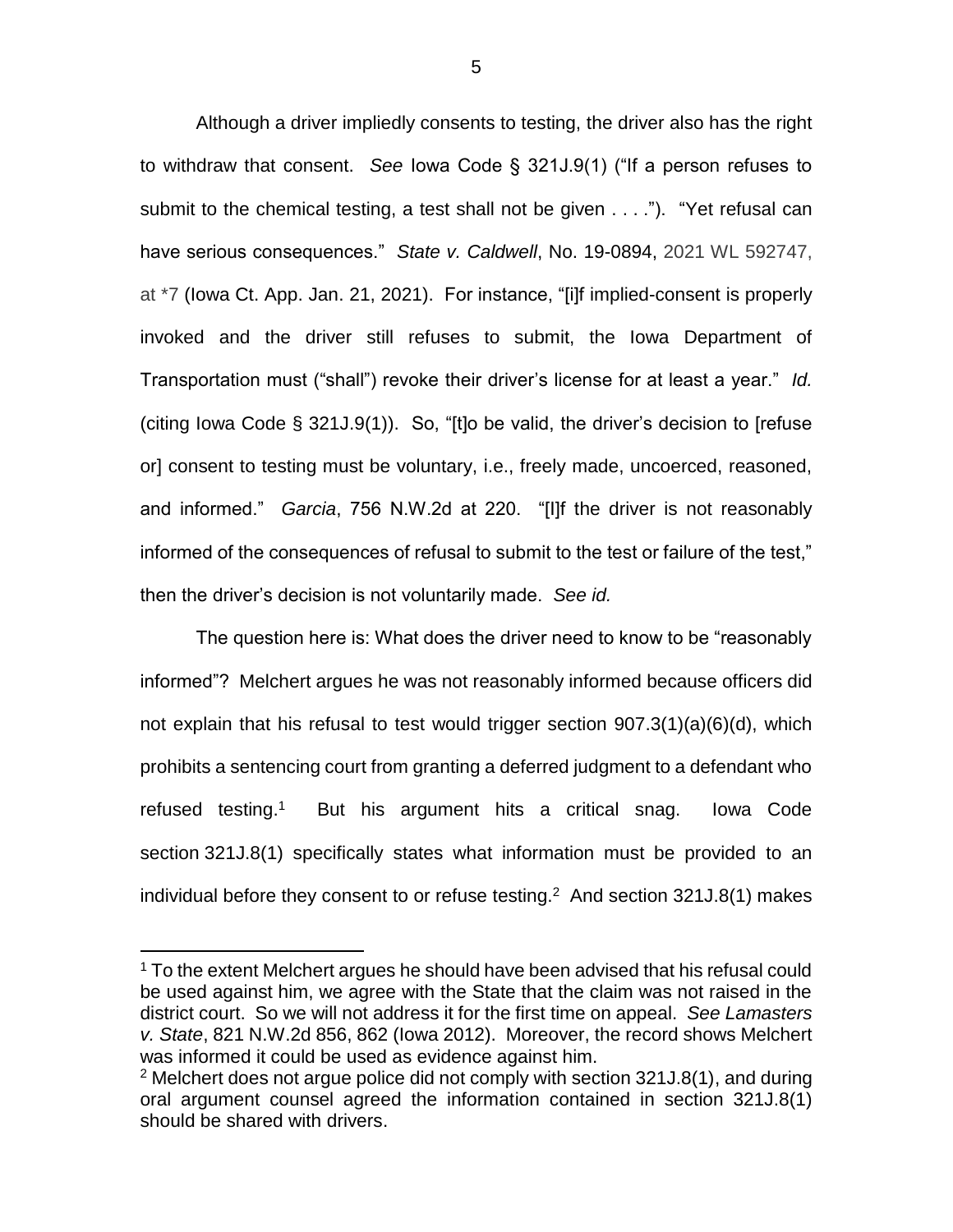Although a driver impliedly consents to testing, the driver also has the right to withdraw that consent. *See* Iowa Code § 321J.9(1) ("If a person refuses to submit to the chemical testing, a test shall not be given . . . ."). "Yet refusal can have serious consequences." *State v. Caldwell*, No. 19-0894, 2021 WL 592747, at *7 (Iowa Ct. App. Jan. 21, 2021). For instance, "[i]f implied-consent is properly invoked and the driver still refuses to submit, the Iowa Department of Transportation must ("shall") revoke their driver's license for at least a year." *Id.* (citing Iowa Code § 321J.9(1)). So, "[t]o be valid, the driver's decision to [refuse or] consent to testing must be voluntary, i.e., freely made, uncoerced, reasoned, and informed." *Garcia*, 756 N.W.2d at 220. "[I]f the driver is not reasonably informed of the consequences of refusal to submit to the test or failure of the test," then the driver's decision is not voluntarily made. *See id.*

The question here is: What does the driver need to know to be "reasonably informed"? Melchert argues he was not reasonably informed because officers did not explain that his refusal to test would trigger section 907.3(1)(a)(6)(d), which prohibits a sentencing court from granting a deferred judgment to a defendant who refused testing.[1] But his argument hits a critical snag. Iowa Code section 321J.8(1) specifically states what information must be provided to an individual before they consent to or refuse testing.[2] And section 321J.8(1) makes

---

[1] To the extent Melchert argues he should have been advised that his refusal could be used against him, we agree with the State that the claim was not raised in the district court. So we will not address it for the first time on appeal. *See Lamasters v. State*, 821 N.W.2d 856, 862 (Iowa 2012). Moreover, the record shows Melchert was informed it could be used as evidence against him.

[2] Melchert does not argue police did not comply with section 321J.8(1), and during oral argument counsel agreed the information contained in section 321J.8(1) should be shared with drivers.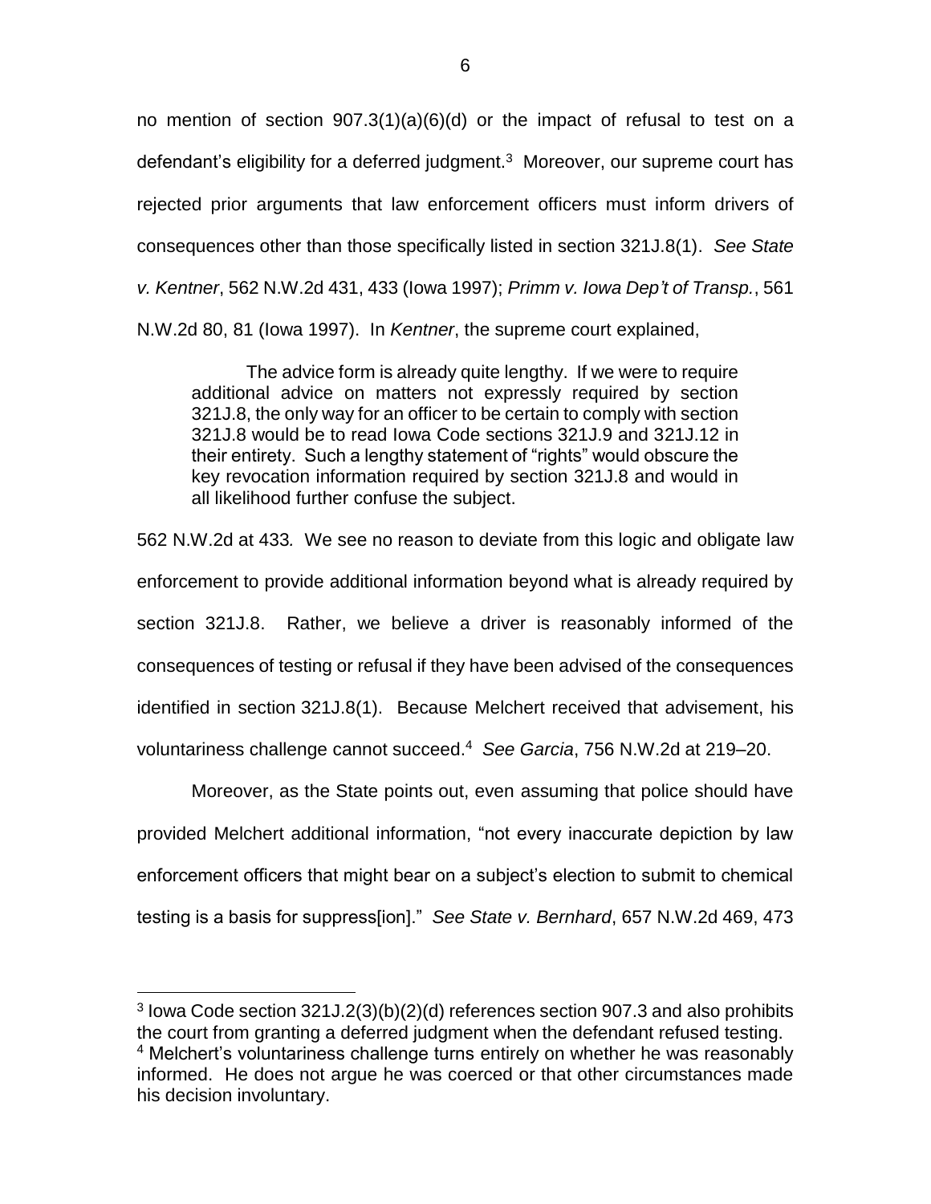no mention of section 907.3(1)(a)(6)(d) or the impact of refusal to test on a defendant's eligibility for a deferred judgment.[3] Moreover, our supreme court has rejected prior arguments that law enforcement officers must inform drivers of consequences other than those specifically listed in section 321J.8(1). *See State v. Kentner*, 562 N.W.2d 431, 433 (Iowa 1997); *Primm v. Iowa Dep't of Transp.*, 561 N.W.2d 80, 81 (Iowa 1997). In *Kentner*, the supreme court explained,

> The advice form is already quite lengthy. If we were to require additional advice on matters not expressly required by section 321J.8, the only way for an officer to be certain to comply with section 321J.8 would be to read Iowa Code sections 321J.9 and 321J.12 in their entirety. Such a lengthy statement of "rights" would obscure the key revocation information required by section 321J.8 and would in all likelihood further confuse the subject.

562 N.W.2d at 433*.* We see no reason to deviate from this logic and obligate law enforcement to provide additional information beyond what is already required by section 321J.8. Rather, we believe a driver is reasonably informed of the consequences of testing or refusal if they have been advised of the consequences identified in section 321J.8(1). Because Melchert received that advisement, his voluntariness challenge cannot succeed.[4] *See Garcia*, 756 N.W.2d at 219–20.

Moreover, as the State points out, even assuming that police should have provided Melchert additional information, "not every inaccurate depiction by law enforcement officers that might bear on a subject's election to submit to chemical testing is a basis for suppress[ion]." *See State v. Bernhard*, 657 N.W.2d 469, 473

---

[3] Iowa Code section 321J.2(3)(b)(2)(d) references section 907.3 and also prohibits the court from granting a deferred judgment when the defendant refused testing.

[4] Melchert's voluntariness challenge turns entirely on whether he was reasonably informed. He does not argue he was coerced or that other circumstances made his decision involuntary.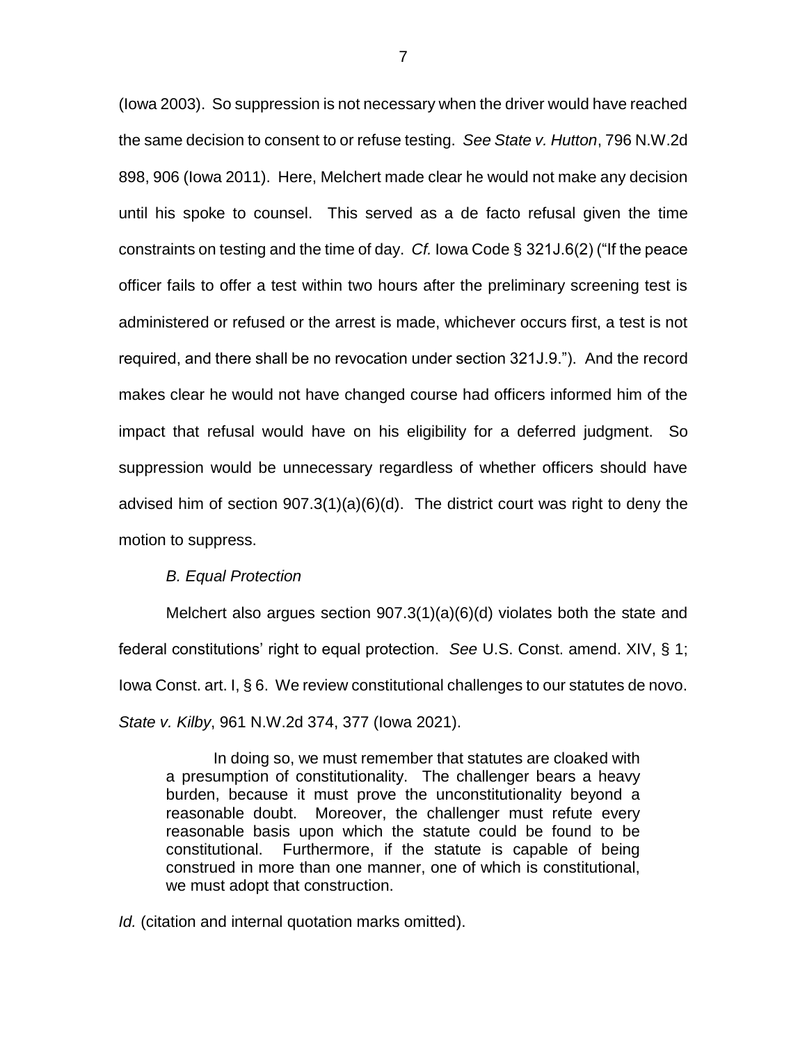(Iowa 2003). So suppression is not necessary when the driver would have reached the same decision to consent to or refuse testing. *See State v. Hutton*, 796 N.W.2d 898, 906 (Iowa 2011). Here, Melchert made clear he would not make any decision until his spoke to counsel. This served as a de facto refusal given the time constraints on testing and the time of day. *Cf.* Iowa Code § 321J.6(2) ("If the peace officer fails to offer a test within two hours after the preliminary screening test is administered or refused or the arrest is made, whichever occurs first, a test is not required, and there shall be no revocation under section 321J.9."). And the record makes clear he would not have changed course had officers informed him of the impact that refusal would have on his eligibility for a deferred judgment. So suppression would be unnecessary regardless of whether officers should have advised him of section 907.3(1)(a)(6)(d). The district court was right to deny the motion to suppress.

*B. Equal Protection*

Melchert also argues section 907.3(1)(a)(6)(d) violates both the state and federal constitutions' right to equal protection. *See* U.S. Const. amend. XIV, § 1; Iowa Const. art. I, § 6. We review constitutional challenges to our statutes de novo. *State v. Kilby*, 961 N.W.2d 374, 377 (Iowa 2021).

> In doing so, we must remember that statutes are cloaked with a presumption of constitutionality. The challenger bears a heavy burden, because it must prove the unconstitutionality beyond a reasonable doubt. Moreover, the challenger must refute every reasonable basis upon which the statute could be found to be constitutional. Furthermore, if the statute is capable of being construed in more than one manner, one of which is constitutional, we must adopt that construction.

*Id.* (citation and internal quotation marks omitted).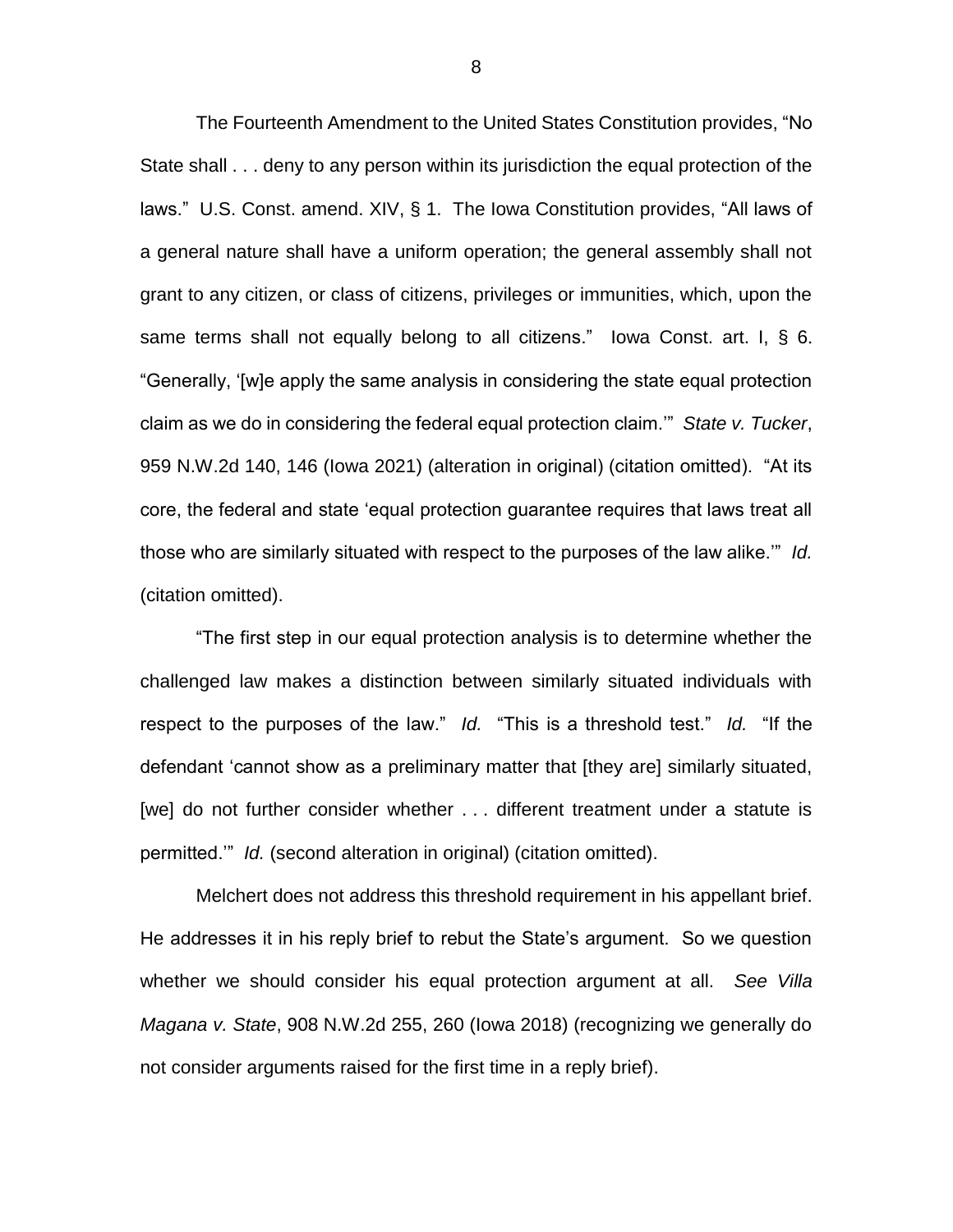The Fourteenth Amendment to the United States Constitution provides, "No State shall . . . deny to any person within its jurisdiction the equal protection of the laws." U.S. Const. amend. XIV, § 1. The Iowa Constitution provides, "All laws of a general nature shall have a uniform operation; the general assembly shall not grant to any citizen, or class of citizens, privileges or immunities, which, upon the same terms shall not equally belong to all citizens." Iowa Const. art. I, § 6. "Generally, '[w]e apply the same analysis in considering the state equal protection claim as we do in considering the federal equal protection claim.'" *State v. Tucker*, 959 N.W.2d 140, 146 (Iowa 2021) (alteration in original) (citation omitted). "At its core, the federal and state 'equal protection guarantee requires that laws treat all those who are similarly situated with respect to the purposes of the law alike.'" *Id.* (citation omitted).

"The first step in our equal protection analysis is to determine whether the challenged law makes a distinction between similarly situated individuals with respect to the purposes of the law." *Id.* "This is a threshold test." *Id.* "If the defendant 'cannot show as a preliminary matter that [they are] similarly situated, [we] do not further consider whether . . . different treatment under a statute is permitted.'" *Id.* (second alteration in original) (citation omitted).

Melchert does not address this threshold requirement in his appellant brief. He addresses it in his reply brief to rebut the State's argument. So we question whether we should consider his equal protection argument at all. *See Villa Magana v. State*, 908 N.W.2d 255, 260 (Iowa 2018) (recognizing we generally do not consider arguments raised for the first time in a reply brief).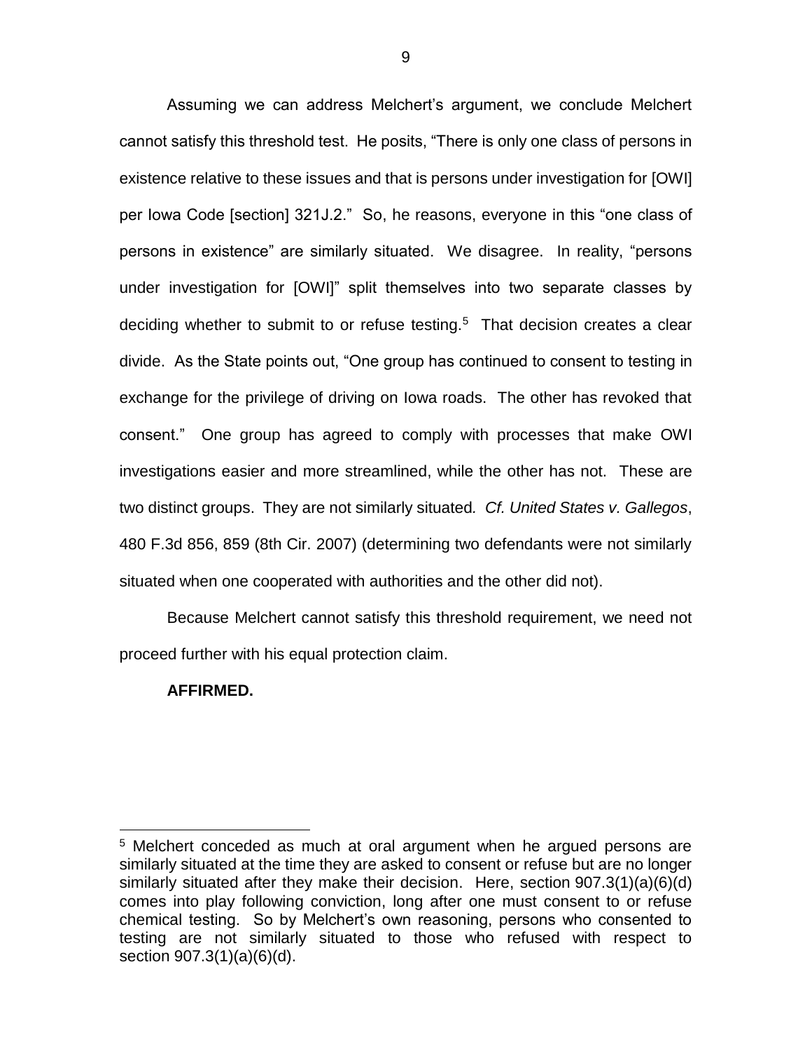Assuming we can address Melchert's argument, we conclude Melchert cannot satisfy this threshold test. He posits, "There is only one class of persons in existence relative to these issues and that is persons under investigation for [OWI] per Iowa Code [section] 321J.2." So, he reasons, everyone in this "one class of persons in existence" are similarly situated. We disagree. In reality, "persons under investigation for [OWI]" split themselves into two separate classes by deciding whether to submit to or refuse testing.[5] That decision creates a clear divide. As the State points out, "One group has continued to consent to testing in exchange for the privilege of driving on Iowa roads. The other has revoked that consent." One group has agreed to comply with processes that make OWI investigations easier and more streamlined, while the other has not. These are two distinct groups. They are not similarly situated. *Cf. United States v. Gallegos*, 480 F.3d 856, 859 (8th Cir. 2007) (determining two defendants were not similarly situated when one cooperated with authorities and the other did not).

Because Melchert cannot satisfy this threshold requirement, we need not proceed further with his equal protection claim.

**AFFIRMED.**

---

[5] Melchert conceded as much at oral argument when he argued persons are similarly situated at the time they are asked to consent or refuse but are no longer similarly situated after they make their decision. Here, section 907.3(1)(a)(6)(d) comes into play following conviction, long after one must consent to or refuse chemical testing. So by Melchert's own reasoning, persons who consented to testing are not similarly situated to those who refused with respect to section 907.3(1)(a)(6)(d).